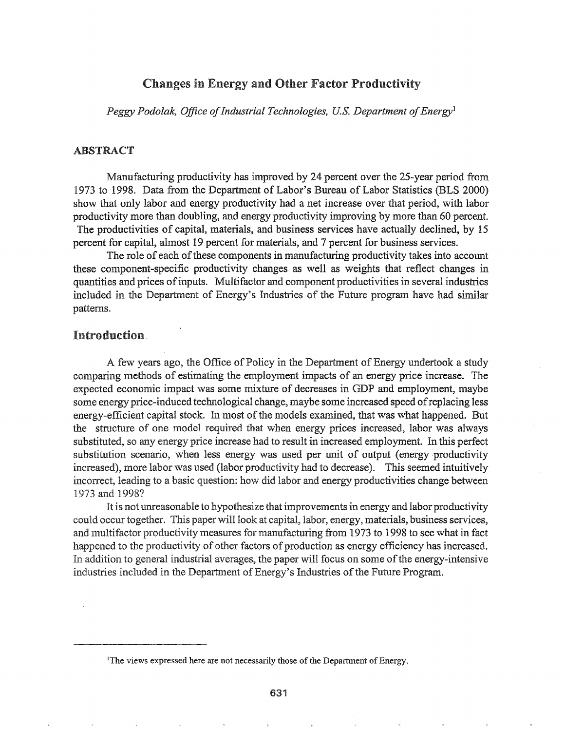# Changes in Energy and Other Factor Productivity

*Peggy Podolak, Office of Industrial Technologies, U.S. Department of Energy*[1]

## ABSTRACT

Manufacturing productivity has improved by 24 percent over the 25-year period from 1973 to 1998. Data from the Department of Labor's Bureau of Labor Statistics (BLS 2000) show that only labor and energy productivity had a net increase over that period, with labor productivity more than doubling, and energy productivity improving by more than 60 percent. The productivities of capital, materials, and business services have actually declined, by 15 percent for capital, almost 19 percent for materials, and 7 percent for business services.

The role of each of these components in manufacturing productivity takes into account these component-specific productivity changes as well as weights that reflect changes in quantities and prices of inputs. Multifactor and component productivities in several industries included in the Department of Energy's Industries of the Future program have had similar patterns.

## Introduction

A few years ago, the Office of Policy in the Department of Energy undertook a study comparing methods of estimating the employment impacts of an energy price increase. The expected economic impact was some mixture of decreases in GDP and employment, maybe some energy price-induced technological change, maybe some increased speed of replacing less energy-efficient capital stock. In most of the models examined, that was what happened. But the structure of one model required that when energy prices increased, labor was always substituted, so any energy price increase had to result in increased employment. In this perfect substitution scenario, when less energy was used per unit of output (energy productivity increased), more labor was used (labor productivity had to decrease). This seemed intuitively incorrect, leading to a basic question: how did labor and energy productivities change between 1973 and 1998?

It is not unreasonable to hypothesize that improvements in energy and labor productivity could occur together. This paper will look at capital, labor, energy, materials, business services, and multifactor productivity measures for manufacturing from 1973 to 1998 to see what in fact happened to the productivity of other factors of production as energy efficiency has increased. In addition to general industrial averages, the paper will focus on some of the energy-intensive industries included in the Department of Energy's Industries of the Future Program.

---

[1] The views expressed here are not necessarily those of the Department of Energy.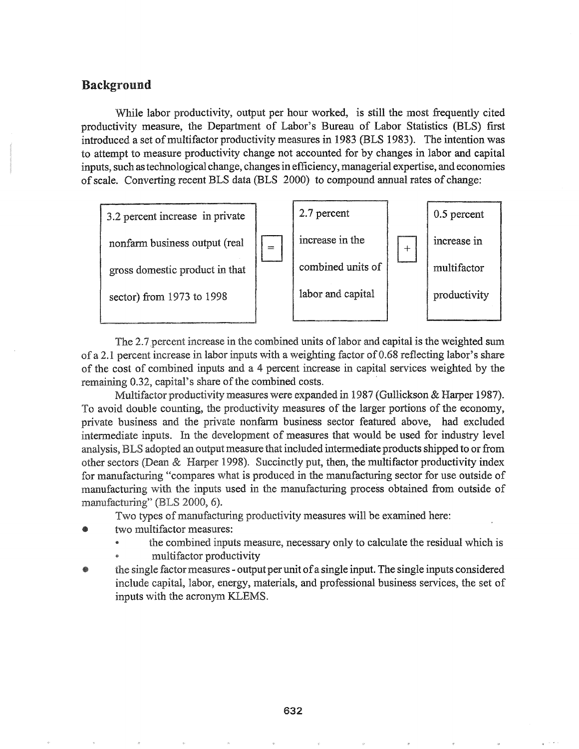## Background

While labor productivity, output per hour worked, is still the most frequently cited productivity measure, the Department of Labor's Bureau of Labor Statistics (BLS) first introduced a set of multifactor productivity measures in 1983 (BLS 1983). The intention was to attempt to measure productivity change not accounted for by changes in labor and capital inputs, such as technological change, changes in efficiency, managerial expertise, and economies of scale. Converting recent BLS data (BLS 2000) to compound annual rates of change:

| 3.2 percent increase in private nonfarm business output (real gross domestic product in that sector) from 1973 to 1998 | = | 2.7 percent increase in the combined units of labor and capital | + | 0.5 percent increase in multifactor productivity |
|---|---|---|---|---|

The 2.7 percent increase in the combined units of labor and capital is the weighted sum of a 2.1 percent increase in labor inputs with a weighting factor of 0.68 reflecting labor's share of the cost of combined inputs and a 4 percent increase in capital services weighted by the remaining 0.32, capital's share of the combined costs.

Multifactor productivity measures were expanded in 1987 (Gullickson & Harper 1987). To avoid double counting, the productivity measures of the larger portions of the economy, private business and the private nonfarm business sector featured above, had excluded intermediate inputs. In the development of measures that would be used for industry level analysis, BLS adopted an output measure that included intermediate products shipped to or from other sectors (Dean & Harper 1998). Succinctly put, then, the multifactor productivity index for manufacturing "compares what is produced in the manufacturing sector for use outside of manufacturing with the inputs used in the manufacturing process obtained from outside of manufacturing" (BLS 2000, 6).

Two types of manufacturing productivity measures will be examined here:

- two multifactor measures:
  - the combined inputs measure, necessary only to calculate the residual which is
  - multifactor productivity
- the single factor measures - output per unit of a single input. The single inputs considered include capital, labor, energy, materials, and professional business services, the set of inputs with the acronym KLEMS.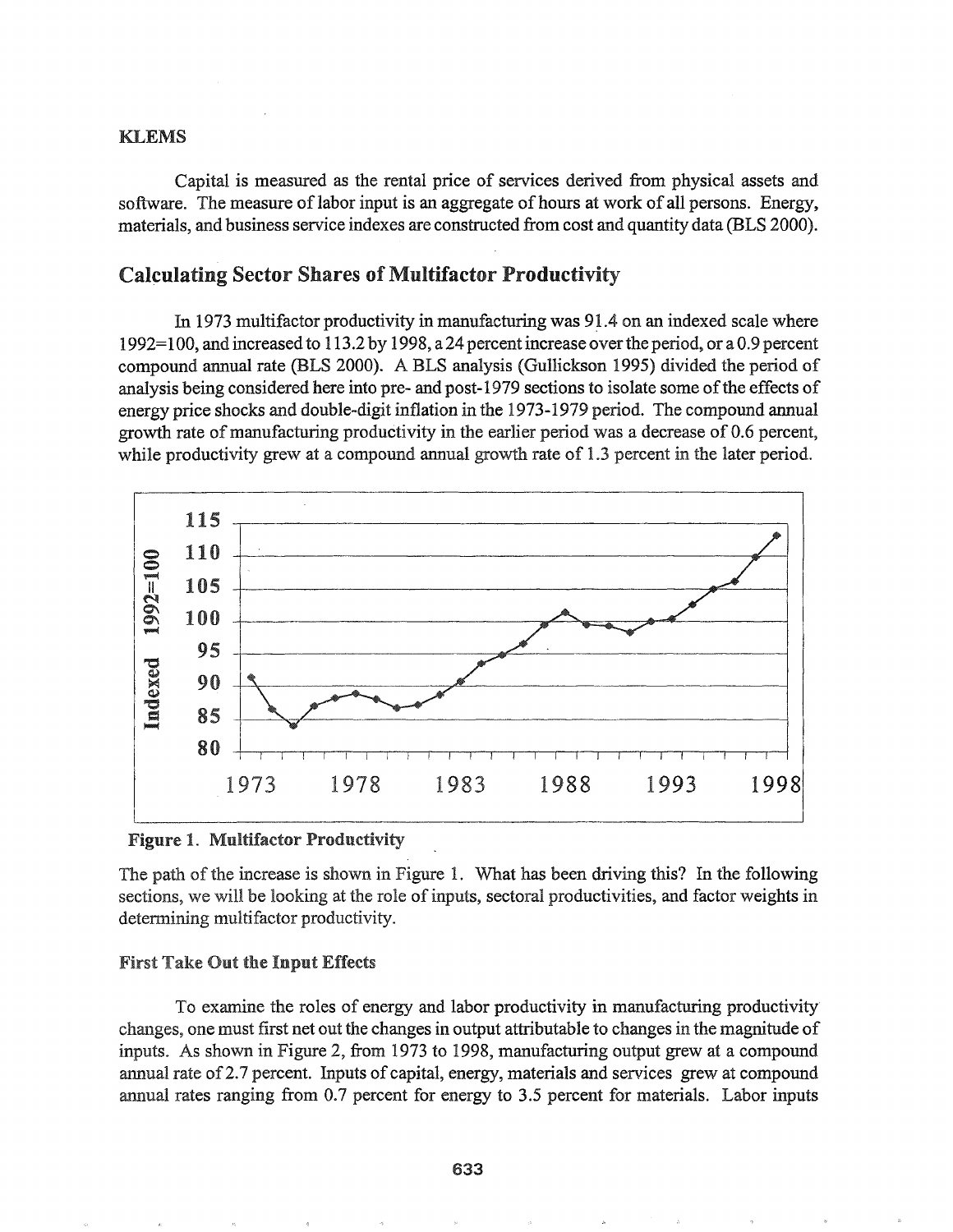## KLEMS

Capital is measured as the rental price of services derived from physical assets and software. The measure of labor input is an aggregate of hours at work of all persons. Energy, materials, and business service indexes are constructed from cost and quantity data (BLS 2000).

## Calculating Sector Shares of Multifactor Productivity

In 1973 multifactor productivity in manufacturing was 91.4 on an indexed scale where 1992=100, and increased to 113.2 by 1998, a 24 percent increase over the period, or a 0.9 percent compound annual rate (BLS 2000). A BLS analysis (Gullickson 1995) divided the period of analysis being considered here into pre- and post-1979 sections to isolate some of the effects of energy price shocks and double-digit inflation in the 1973-1979 period. The compound annual growth rate of manufacturing productivity in the earlier period was a decrease of 0.6 percent, while productivity grew at a compound annual growth rate of 1.3 percent in the later period.

**Figure 1. Multifactor Productivity**

The path of the increase is shown in Figure 1. What has been driving this? In the following sections, we will be looking at the role of inputs, sectoral productivities, and factor weights in determining multifactor productivity.

### First Take Out the Input Effects

To examine the roles of energy and labor productivity in manufacturing productivity changes, one must first net out the changes in output attributable to changes in the magnitude of inputs. As shown in Figure 2, from 1973 to 1998, manufacturing output grew at a compound annual rate of 2.7 percent. Inputs of capital, energy, materials and services grew at compound annual rates ranging from 0.7 percent for energy to 3.5 percent for materials. Labor inputs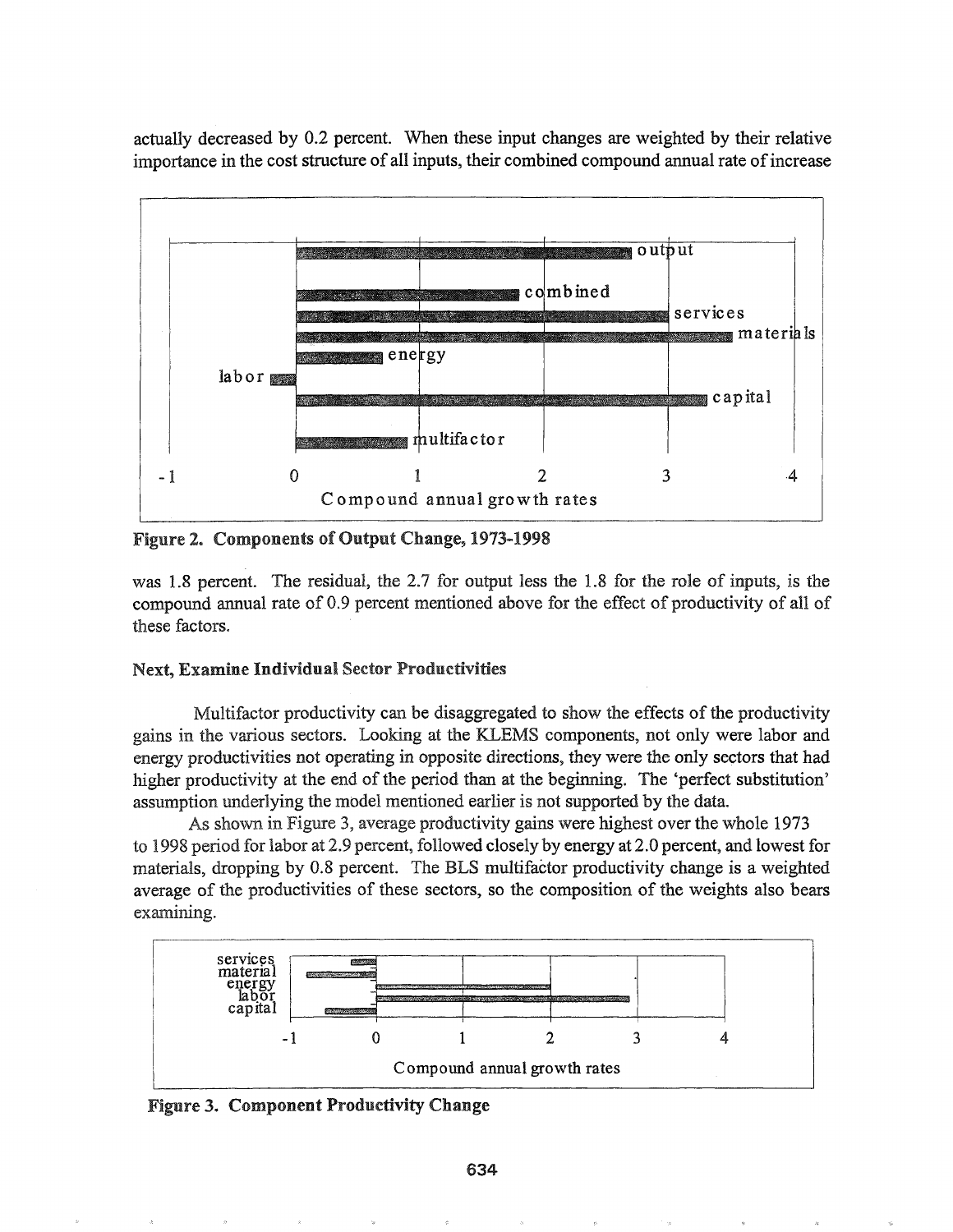actually decreased by 0.2 percent. When these input changes are weighted by their relative importance in the cost structure of all inputs, their combined compound annual rate of increase

**Figure 2. Components of Output Change, 1973-1998**

was 1.8 percent. The residual, the 2.7 for output less the 1.8 for the role of inputs, is the compound annual rate of 0.9 percent mentioned above for the effect of productivity of all of these factors.

### Next, Examine Individual Sector Productivities

Multifactor productivity can be disaggregated to show the effects of the productivity gains in the various sectors. Looking at the KLEMS components, not only were labor and energy productivities not operating in opposite directions, they were the only sectors that had higher productivity at the end of the period than at the beginning. The 'perfect substitution' assumption underlying the model mentioned earlier is not supported by the data.

As shown in Figure 3, average productivity gains were highest over the whole 1973 to 1998 period for labor at 2.9 percent, followed closely by energy at 2.0 percent, and lowest for materials, dropping by 0.8 percent. The BLS multifactor productivity change is a weighted average of the productivities of these sectors, so the composition of the weights also bears examining.

**Figure 3. Component Productivity Change**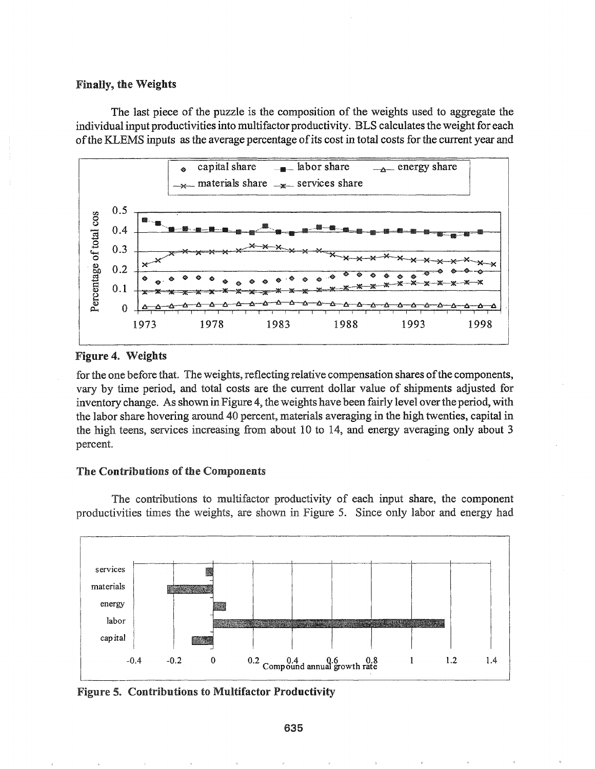### Finally, the Weights

The last piece of the puzzle is the composition of the weights used to aggregate the individual input productivities into multifactor productivity. BLS calculates the weight for each of the KLEMS inputs as the average percentage of its cost in total costs for the current year and

Figure 4. Weights

for the one before that. The weights, reflecting relative compensation shares of the components, vary by time period, and total costs are the current dollar value of shipments adjusted for inventory change. As shown in Figure 4, the weights have been fairly level over the period, with the labor share hovering around 40 percent, materials averaging in the high twenties, capital in the high teens, services increasing from about 10 to 14, and energy averaging only about 3 percent.

### The Contributions of the Components

The contributions to multifactor productivity of each input share, the component productivities times the weights, are shown in Figure 5. Since only labor and energy had

Figure 5. Contributions to Multifactor Productivity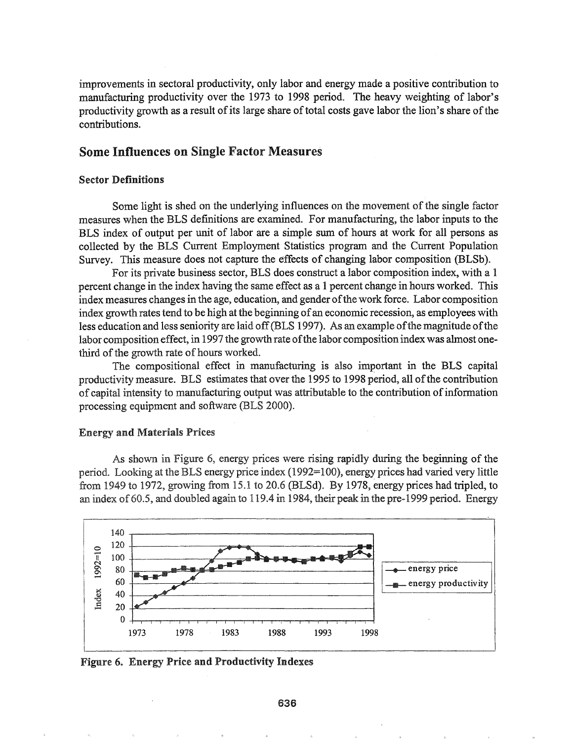improvements in sectoral productivity, only labor and energy made a positive contribution to manufacturing productivity over the 1973 to 1998 period. The heavy weighting of labor's productivity growth as a result of its large share of total costs gave labor the lion's share of the contributions.

## Some Influences on Single Factor Measures

### Sector Definitions

Some light is shed on the underlying influences on the movement of the single factor measures when the BLS definitions are examined. For manufacturing, the labor inputs to the BLS index of output per unit of labor are a simple sum of hours at work for all persons as collected by the BLS Current Employment Statistics program and the Current Population Survey. This measure does not capture the effects of changing labor composition (BLSb).

For its private business sector, BLS does construct a labor composition index, with a 1 percent change in the index having the same effect as a 1 percent change in hours worked. This index measures changes in the age, education, and gender of the work force. Labor composition index growth rates tend to be high at the beginning of an economic recession, as employees with less education and less seniority are laid off (BLS 1997). As an example of the magnitude of the labor composition effect, in 1997 the growth rate of the labor composition index was almost one-third of the growth rate of hours worked.

The compositional effect in manufacturing is also important in the BLS capital productivity measure. BLS estimates that over the 1995 to 1998 period, all of the contribution of capital intensity to manufacturing output was attributable to the contribution of information processing equipment and software (BLS 2000).

### Energy and Materials Prices

As shown in Figure 6, energy prices were rising rapidly during the beginning of the period. Looking at the BLS energy price index (1992=100), energy prices had varied very little from 1949 to 1972, growing from 15.1 to 20.6 (BLSd). By 1978, energy prices had tripled, to an index of 60.5, and doubled again to 119.4 in 1984, their peak in the pre-1999 period. Energy

**Figure 6. Energy Price and Productivity Indexes**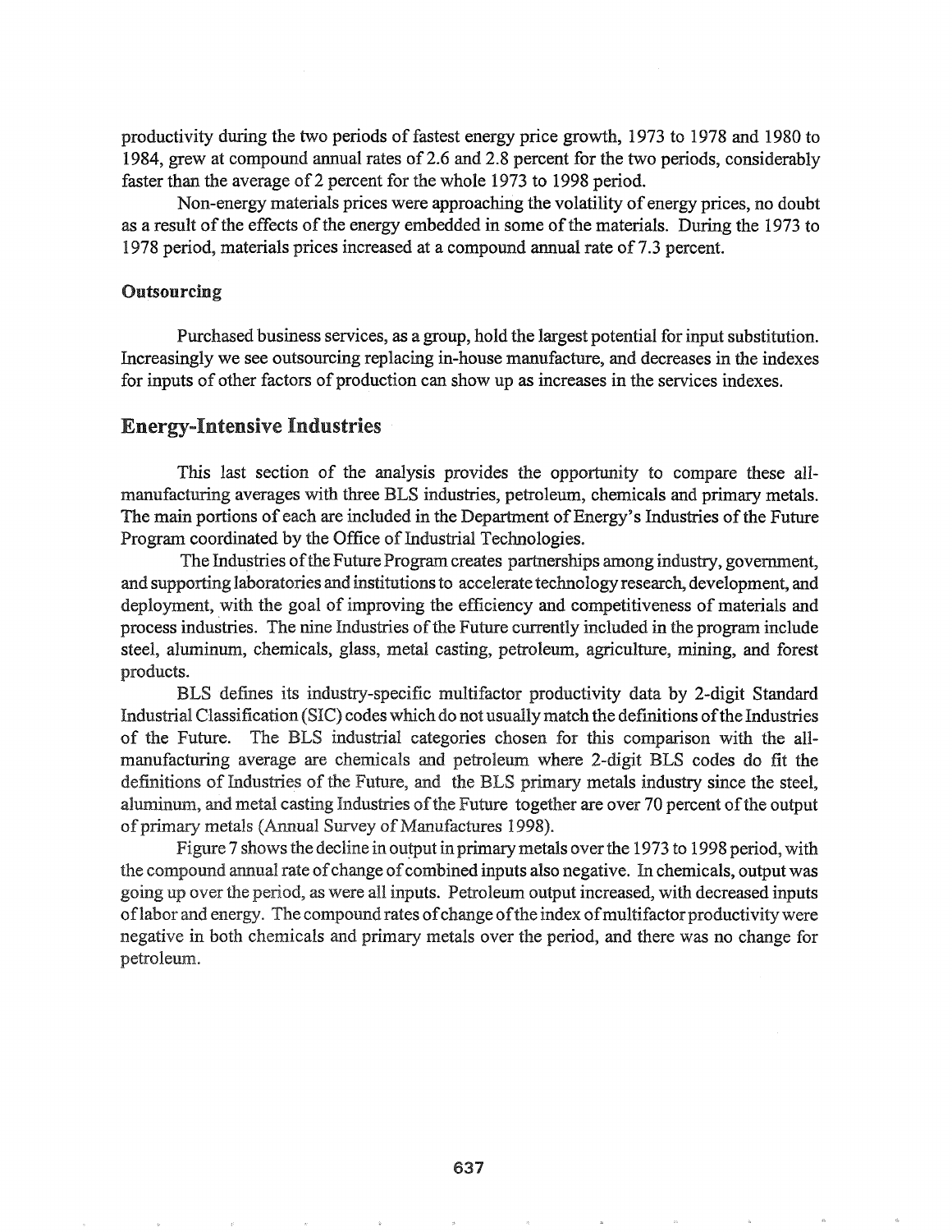productivity during the two periods of fastest energy price growth, 1973 to 1978 and 1980 to 1984, grew at compound annual rates of 2.6 and 2.8 percent for the two periods, considerably faster than the average of 2 percent for the whole 1973 to 1998 period.

Non-energy materials prices were approaching the volatility of energy prices, no doubt as a result of the effects of the energy embedded in some of the materials. During the 1973 to 1978 period, materials prices increased at a compound annual rate of 7.3 percent.

### Outsourcing

Purchased business services, as a group, hold the largest potential for input substitution. Increasingly we see outsourcing replacing in-house manufacture, and decreases in the indexes for inputs of other factors of production can show up as increases in the services indexes.

## Energy-Intensive Industries

This last section of the analysis provides the opportunity to compare these all-manufacturing averages with three BLS industries, petroleum, chemicals and primary metals. The main portions of each are included in the Department of Energy's Industries of the Future Program coordinated by the Office of Industrial Technologies.

The Industries of the Future Program creates partnerships among industry, government, and supporting laboratories and institutions to accelerate technology research, development, and deployment, with the goal of improving the efficiency and competitiveness of materials and process industries. The nine Industries of the Future currently included in the program include steel, aluminum, chemicals, glass, metal casting, petroleum, agriculture, mining, and forest products.

BLS defines its industry-specific multifactor productivity data by 2-digit Standard Industrial Classification (SIC) codes which do not usually match the definitions of the Industries of the Future. The BLS industrial categories chosen for this comparison with the all-manufacturing average are chemicals and petroleum where 2-digit BLS codes do fit the definitions of Industries of the Future, and the BLS primary metals industry since the steel, aluminum, and metal casting Industries of the Future together are over 70 percent of the output of primary metals (Annual Survey of Manufactures 1998).

Figure 7 shows the decline in output in primary metals over the 1973 to 1998 period, with the compound annual rate of change of combined inputs also negative. In chemicals, output was going up over the period, as were all inputs. Petroleum output increased, with decreased inputs of labor and energy. The compound rates of change of the index of multifactor productivity were negative in both chemicals and primary metals over the period, and there was no change for petroleum.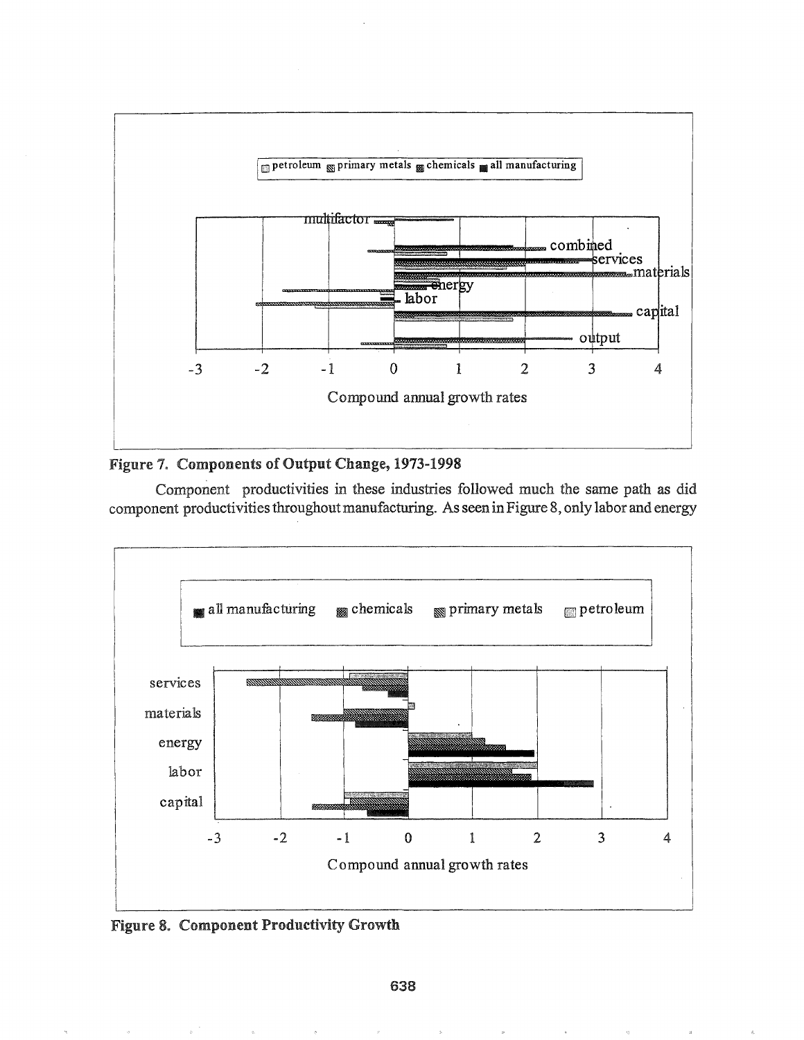**Figure 7. Components of Output Change, 1973-1998**

Component productivities in these industries followed much the same path as did component productivities throughout manufacturing. As seen in Figure 8, only labor and energy

**Figure 8. Component Productivity Growth**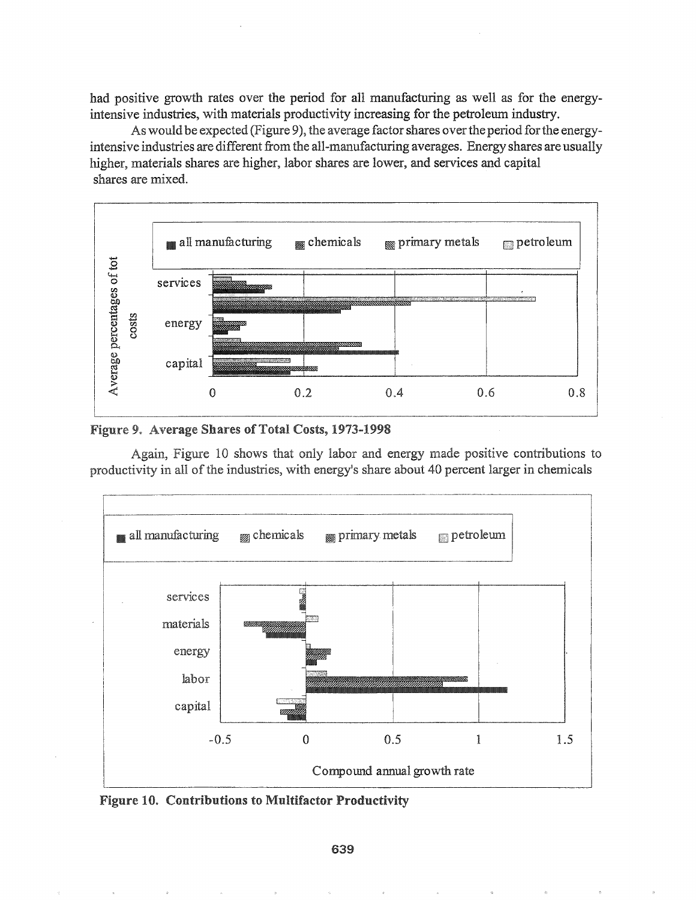had positive growth rates over the period for all manufacturing as well as for the energy-intensive industries, with materials productivity increasing for the petroleum industry.

As would be expected (Figure 9), the average factor shares over the period for the energy-intensive industries are different from the all-manufacturing averages. Energy shares are usually higher, materials shares are higher, labor shares are lower, and services and capital shares are mixed.

**Figure 9. Average Shares of Total Costs, 1973-1998**

Again, Figure 10 shows that only labor and energy made positive contributions to productivity in all of the industries, with energy's share about 40 percent larger in chemicals

**Figure 10. Contributions to Multifactor Productivity**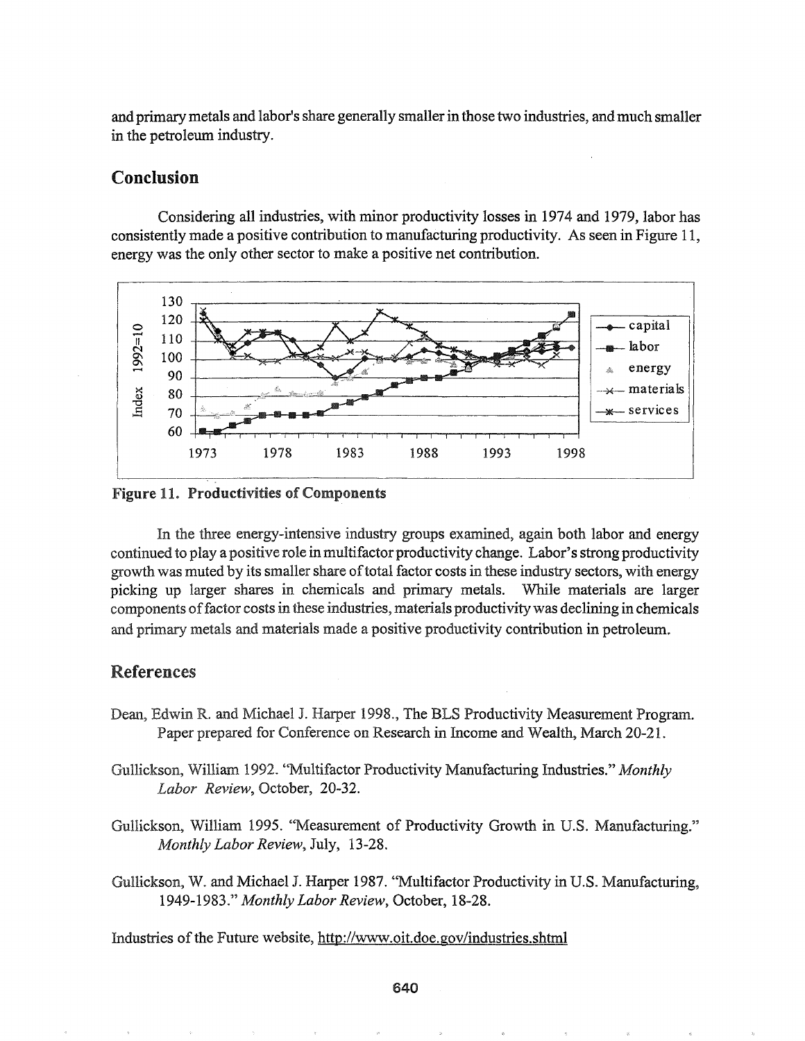and primary metals and labor's share generally smaller in those two industries, and much smaller in the petroleum industry.

## Conclusion

Considering all industries, with minor productivity losses in 1974 and 1979, labor has consistently made a positive contribution to manufacturing productivity. As seen in Figure 11, energy was the only other sector to make a positive net contribution.

**Figure 11. Productivities of Components**

In the three energy-intensive industry groups examined, again both labor and energy continued to play a positive role in multifactor productivity change. Labor's strong productivity growth was muted by its smaller share of total factor costs in these industry sectors, with energy picking up larger shares in chemicals and primary metals. While materials are larger components of factor costs in these industries, materials productivity was declining in chemicals and primary metals and materials made a positive productivity contribution in petroleum.

## References

Dean, Edwin R. and Michael J. Harper 1998., The BLS Productivity Measurement Program. Paper prepared for Conference on Research in Income and Wealth, March 20-21.

Gullickson, William 1992. "Multifactor Productivity Manufacturing Industries." *Monthly Labor Review*, October, 20-32.

Gullickson, William 1995. "Measurement of Productivity Growth in U.S. Manufacturing." *Monthly Labor Review*, July, 13-28.

Gullickson, W. and Michael J. Harper 1987. "Multifactor Productivity in U.S. Manufacturing, 1949-1983." *Monthly Labor Review*, October, 18-28.

Industries of the Future website, http://www.oit.doe.gov/industries.shtml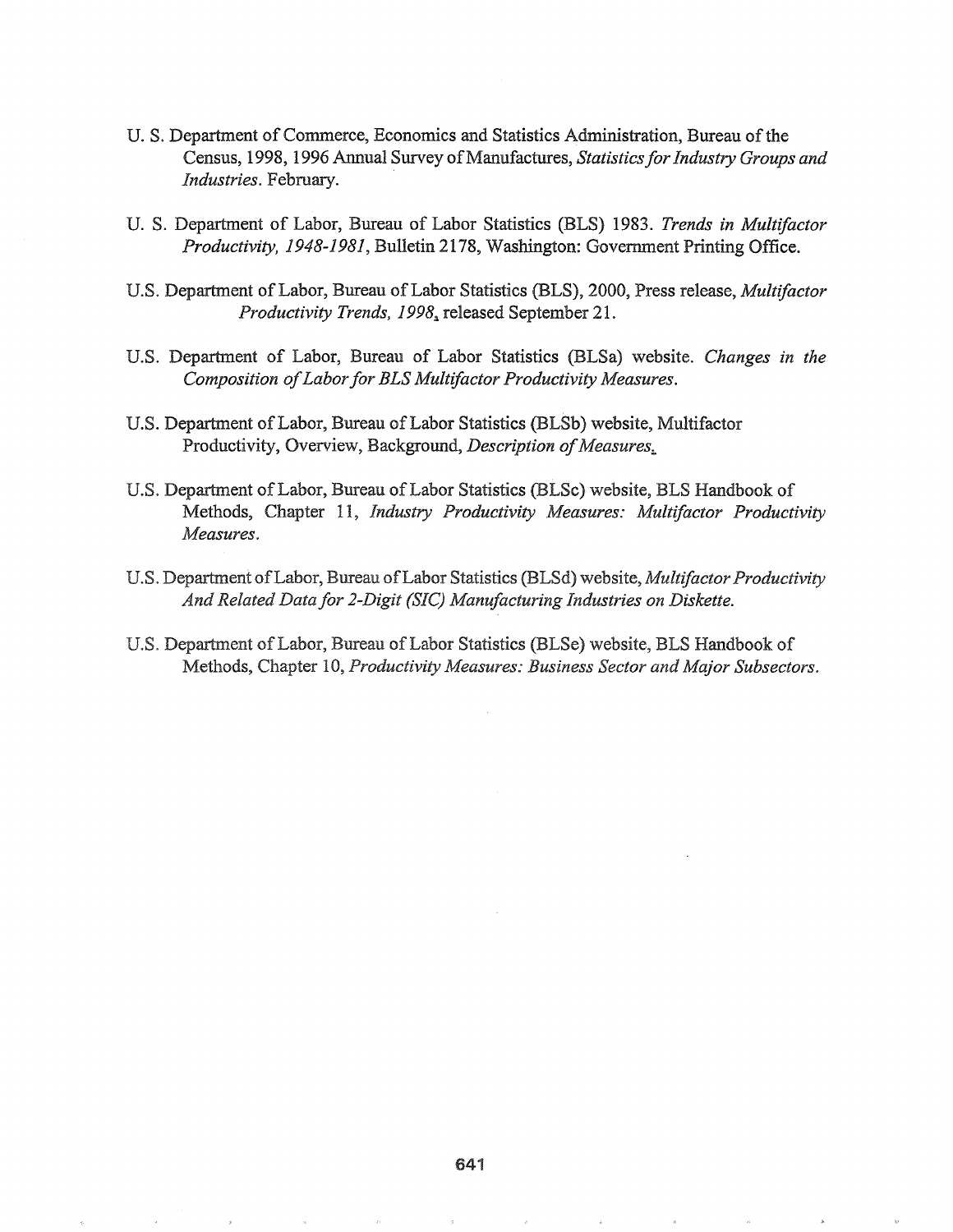U. S. Department of Commerce, Economics and Statistics Administration, Bureau of the Census, 1998, 1996 Annual Survey of Manufactures, *Statistics for Industry Groups and Industries*. February.

U. S. Department of Labor, Bureau of Labor Statistics (BLS) 1983. *Trends in Multifactor Productivity, 1948-1981*, Bulletin 2178, Washington: Government Printing Office.

U.S. Department of Labor, Bureau of Labor Statistics (BLS), 2000, Press release, *Multifactor Productivity Trends, 1998*, released September 21.

U.S. Department of Labor, Bureau of Labor Statistics (BLSa) website. *Changes in the Composition of Labor for BLS Multifactor Productivity Measures*.

U.S. Department of Labor, Bureau of Labor Statistics (BLSb) website, Multifactor Productivity, Overview, Background, *Description of Measures*.

U.S. Department of Labor, Bureau of Labor Statistics (BLSc) website, BLS Handbook of Methods, Chapter 11, *Industry Productivity Measures: Multifactor Productivity Measures*.

U.S. Department of Labor, Bureau of Labor Statistics (BLSd) website, *Multifactor Productivity And Related Data for 2-Digit (SIC) Manufacturing Industries on Diskette.*

U.S. Department of Labor, Bureau of Labor Statistics (BLSe) website, BLS Handbook of Methods, Chapter 10, *Productivity Measures: Business Sector and Major Subsectors*.